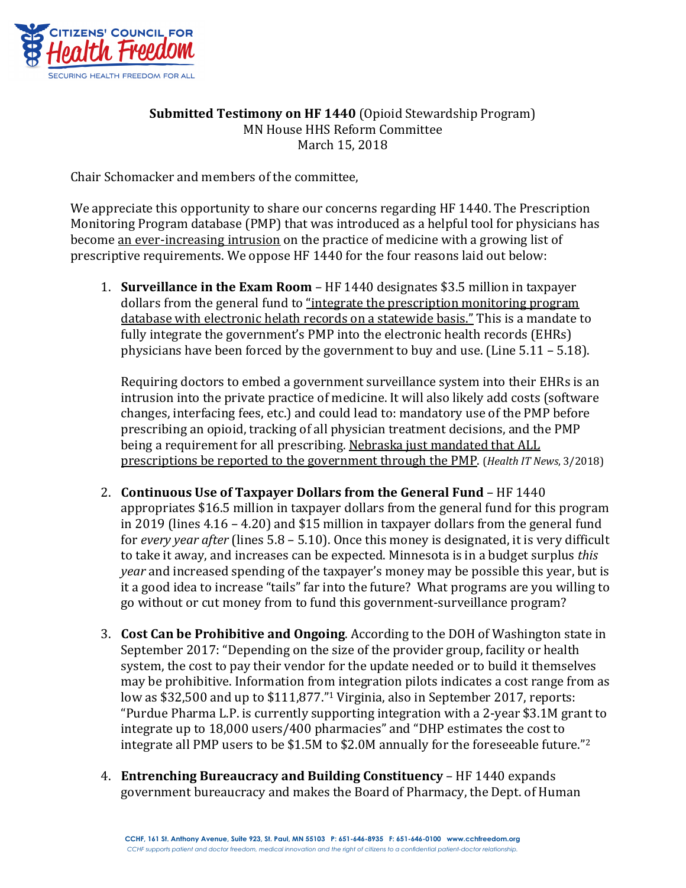**Submitted Testimony on HF 1440** (Opioid Stewardship Program)
MN House HHS Reform Committee
March 15, 2018

Chair Schomacker and members of the committee,

We appreciate this opportunity to share our concerns regarding HF 1440. The Prescription Monitoring Program database (PMP) that was introduced as a helpful tool for physicians has become an ever-increasing intrusion on the practice of medicine with a growing list of prescriptive requirements. We oppose HF 1440 for the four reasons laid out below:

1. **Surveillance in the Exam Room** – HF 1440 designates $3.5 million in taxpayer dollars from the general fund to "integrate the prescription monitoring program database with electronic helath records on a statewide basis." This is a mandate to fully integrate the government's PMP into the electronic health records (EHRs) physicians have been forced by the government to buy and use. (Line 5.11 – 5.18).

   Requiring doctors to embed a government surveillance system into their EHRs is an intrusion into the private practice of medicine. It will also likely add costs (software changes, interfacing fees, etc.) and could lead to: mandatory use of the PMP before prescribing an opioid, tracking of all physician treatment decisions, and the PMP being a requirement for all prescribing. Nebraska just mandated that ALL prescriptions be reported to the government through the PMP. (*Health IT News*, 3/2018)

2. **Continuous Use of Taxpayer Dollars from the General Fund** – HF 1440 appropriates $16.5 million in taxpayer dollars from the general fund for this program in 2019 (lines 4.16 – 4.20) and $15 million in taxpayer dollars from the general fund for *every year after* (lines 5.8 – 5.10). Once this money is designated, it is very difficult to take it away, and increases can be expected. Minnesota is in a budget surplus *this year* and increased spending of the taxpayer's money may be possible this year, but is it a good idea to increase "tails" far into the future? What programs are you willing to go without or cut money from to fund this government-surveillance program?

3. **Cost Can be Prohibitive and Ongoing**. According to the DOH of Washington state in September 2017: "Depending on the size of the provider group, facility or health system, the cost to pay their vendor for the update needed or to build it themselves may be prohibitive. Information from integration pilots indicates a cost range from as low as $32,500 and up to $111,877."[1] Virginia, also in September 2017, reports: "Purdue Pharma L.P. is currently supporting integration with a 2-year $3.1M grant to integrate up to 18,000 users/400 pharmacies" and "DHP estimates the cost to integrate all PMP users to be $1.5M to $2.0M annually for the foreseeable future."[2]

4. **Entrenching Bureaucracy and Building Constituency** – HF 1440 expands government bureaucracy and makes the Board of Pharmacy, the Dept. of Human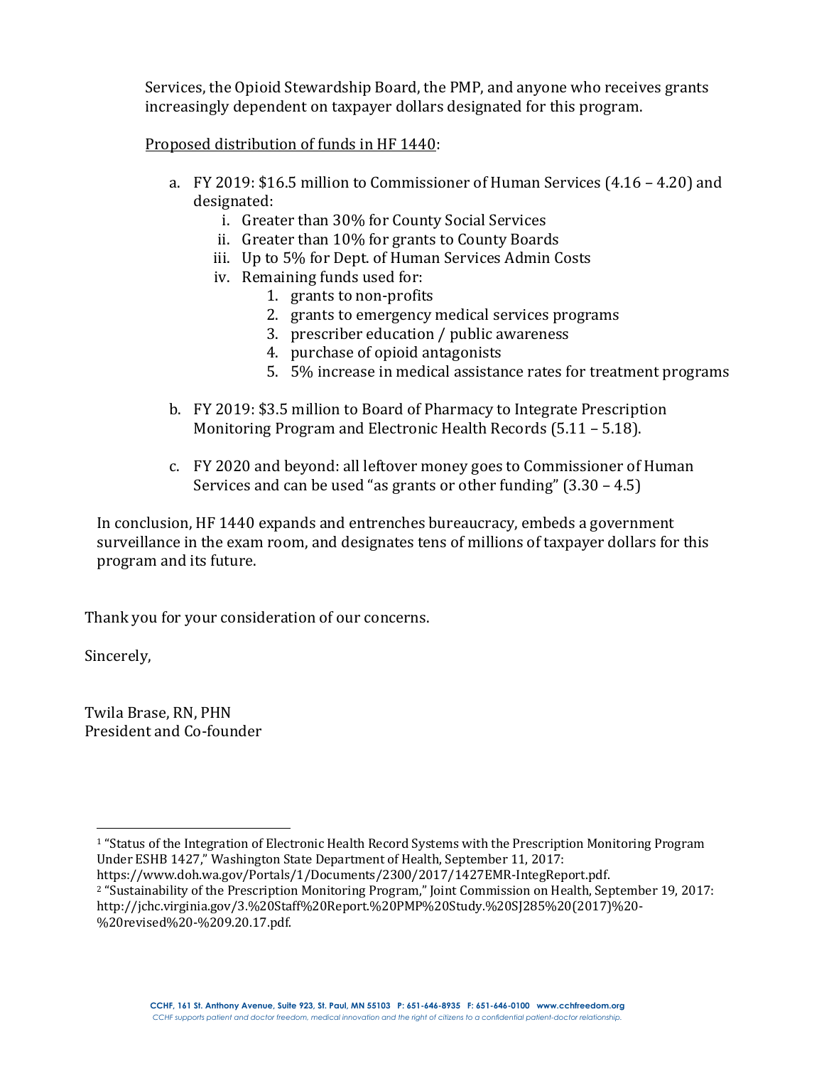Services, the Opioid Stewardship Board, the PMP, and anyone who receives grants increasingly dependent on taxpayer dollars designated for this program.

<u>Proposed distribution of funds in HF 1440</u>:

a. FY 2019: $16.5 million to Commissioner of Human Services (4.16 – 4.20) and designated:
   i. Greater than 30% for County Social Services
   ii. Greater than 10% for grants to County Boards
   iii. Up to 5% for Dept. of Human Services Admin Costs
   iv. Remaining funds used for:
      1. grants to non-profits
      2. grants to emergency medical services programs
      3. prescriber education / public awareness
      4. purchase of opioid antagonists
      5. 5% increase in medical assistance rates for treatment programs

b. FY 2019: $3.5 million to Board of Pharmacy to Integrate Prescription Monitoring Program and Electronic Health Records (5.11 – 5.18).

c. FY 2020 and beyond: all leftover money goes to Commissioner of Human Services and can be used "as grants or other funding" (3.30 – 4.5)

In conclusion, HF 1440 expands and entrenches bureaucracy, embeds a government surveillance in the exam room, and designates tens of millions of taxpayer dollars for this program and its future.

Thank you for your consideration of our concerns.

Sincerely,

Twila Brase, RN, PHN
President and Co-founder

---

[1] "Status of the Integration of Electronic Health Record Systems with the Prescription Monitoring Program Under ESHB 1427," Washington State Department of Health, September 11, 2017: https://www.doh.wa.gov/Portals/1/Documents/2300/2017/1427EMR-IntegReport.pdf.

[2] "Sustainability of the Prescription Monitoring Program," Joint Commission on Health, September 19, 2017: http://jchc.virginia.gov/3.%20Staff%20Report.%20PMP%20Study.%20SJ285%20(2017)%20-%20revised%20-%209.20.17.pdf.

CCHF, 161 St. Anthony Avenue, Suite 923, St. Paul, MN 55103 P: 651-646-8935 F: 651-646-0100 www.cchfreedom.org
*CCHF supports patient and doctor freedom, medical innovation and the right of citizens to a confidential patient-doctor relationship.*